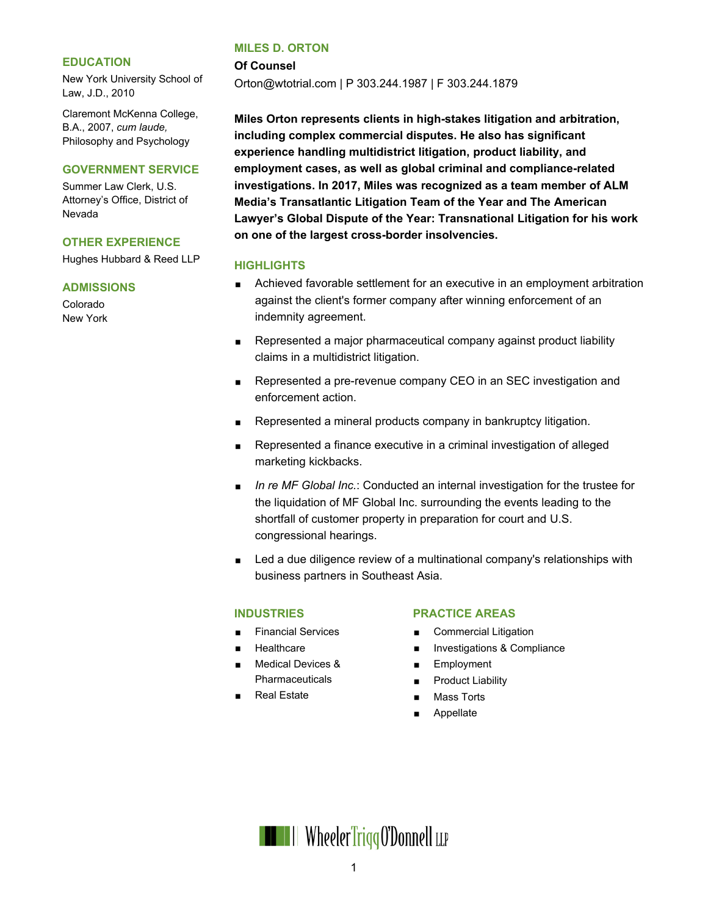# MILES D. ORTON

**Of Counsel**

Orton@wtotrial.com | P 303.244.1987 | F 303.244.1879

**Miles Orton represents clients in high-stakes litigation and arbitration, including complex commercial disputes. He also has significant experience handling multidistrict litigation, product liability, and employment cases, as well as global criminal and compliance-related investigations. In 2017, Miles was recognized as a team member of ALM Media's Transatlantic Litigation Team of the Year and The American Lawyer's Global Dispute of the Year: Transnational Litigation for his work on one of the largest cross-border insolvencies.**

## HIGHLIGHTS

- Achieved favorable settlement for an executive in an employment arbitration against the client's former company after winning enforcement of an indemnity agreement.
- Represented a major pharmaceutical company against product liability claims in a multidistrict litigation.
- Represented a pre-revenue company CEO in an SEC investigation and enforcement action.
- Represented a mineral products company in bankruptcy litigation.
- Represented a finance executive in a criminal investigation of alleged marketing kickbacks.
- *In re MF Global Inc.*: Conducted an internal investigation for the trustee for the liquidation of MF Global Inc. surrounding the events leading to the shortfall of customer property in preparation for court and U.S. congressional hearings.
- Led a due diligence review of a multinational company's relationships with business partners in Southeast Asia.

## INDUSTRIES

- Financial Services
- Healthcare
- Medical Devices & Pharmaceuticals
- Real Estate

## PRACTICE AREAS

- Commercial Litigation
- Investigations & Compliance
- Employment
- Product Liability
- Mass Torts
- Appellate

## EDUCATION

New York University School of Law, J.D., 2010

Claremont McKenna College, B.A., 2007, *cum laude,* Philosophy and Psychology

## GOVERNMENT SERVICE

Summer Law Clerk, U.S. Attorney's Office, District of Nevada

## OTHER EXPERIENCE

Hughes Hubbard & Reed LLP

## ADMISSIONS

Colorado
New York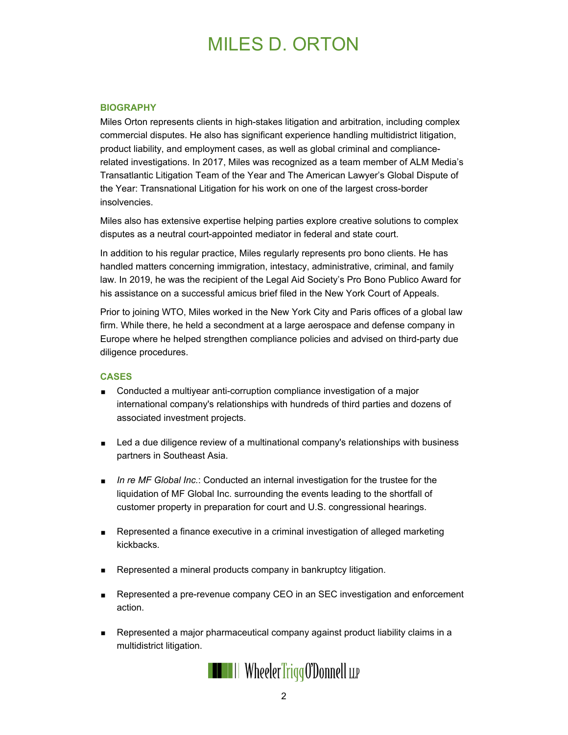# MILES D. ORTON

## BIOGRAPHY

Miles Orton represents clients in high-stakes litigation and arbitration, including complex commercial disputes. He also has significant experience handling multidistrict litigation, product liability, and employment cases, as well as global criminal and compliance-related investigations. In 2017, Miles was recognized as a team member of ALM Media's Transatlantic Litigation Team of the Year and The American Lawyer's Global Dispute of the Year: Transnational Litigation for his work on one of the largest cross-border insolvencies.

Miles also has extensive expertise helping parties explore creative solutions to complex disputes as a neutral court-appointed mediator in federal and state court.

In addition to his regular practice, Miles regularly represents pro bono clients. He has handled matters concerning immigration, intestacy, administrative, criminal, and family law. In 2019, he was the recipient of the Legal Aid Society's Pro Bono Publico Award for his assistance on a successful amicus brief filed in the New York Court of Appeals.

Prior to joining WTO, Miles worked in the New York City and Paris offices of a global law firm. While there, he held a secondment at a large aerospace and defense company in Europe where he helped strengthen compliance policies and advised on third-party due diligence procedures.

## CASES

- Conducted a multiyear anti-corruption compliance investigation of a major international company's relationships with hundreds of third parties and dozens of associated investment projects.
- Led a due diligence review of a multinational company's relationships with business partners in Southeast Asia.
- *In re MF Global Inc.*: Conducted an internal investigation for the trustee for the liquidation of MF Global Inc. surrounding the events leading to the shortfall of customer property in preparation for court and U.S. congressional hearings.
- Represented a finance executive in a criminal investigation of alleged marketing kickbacks.
- Represented a mineral products company in bankruptcy litigation.
- Represented a pre-revenue company CEO in an SEC investigation and enforcement action.
- Represented a major pharmaceutical company against product liability claims in a multidistrict litigation.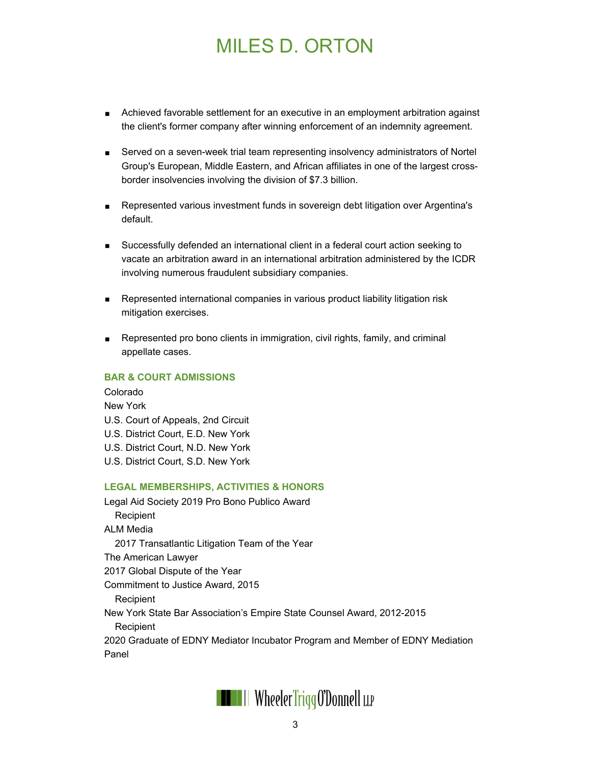- Achieved favorable settlement for an executive in an employment arbitration against the client's former company after winning enforcement of an indemnity agreement.
- Served on a seven-week trial team representing insolvency administrators of Nortel Group's European, Middle Eastern, and African affiliates in one of the largest cross-border insolvencies involving the division of $7.3 billion.
- Represented various investment funds in sovereign debt litigation over Argentina's default.
- Successfully defended an international client in a federal court action seeking to vacate an arbitration award in an international arbitration administered by the ICDR involving numerous fraudulent subsidiary companies.
- Represented international companies in various product liability litigation risk mitigation exercises.
- Represented pro bono clients in immigration, civil rights, family, and criminal appellate cases.

### BAR & COURT ADMISSIONS

Colorado
New York
U.S. Court of Appeals, 2nd Circuit
U.S. District Court, E.D. New York
U.S. District Court, N.D. New York
U.S. District Court, S.D. New York

### LEGAL MEMBERSHIPS, ACTIVITIES & HONORS

Legal Aid Society 2019 Pro Bono Publico Award
  Recipient
ALM Media
  2017 Transatlantic Litigation Team of the Year
The American Lawyer
2017 Global Dispute of the Year
Commitment to Justice Award, 2015
  Recipient
New York State Bar Association's Empire State Counsel Award, 2012-2015
  Recipient
2020 Graduate of EDNY Mediator Incubator Program and Member of EDNY Mediation Panel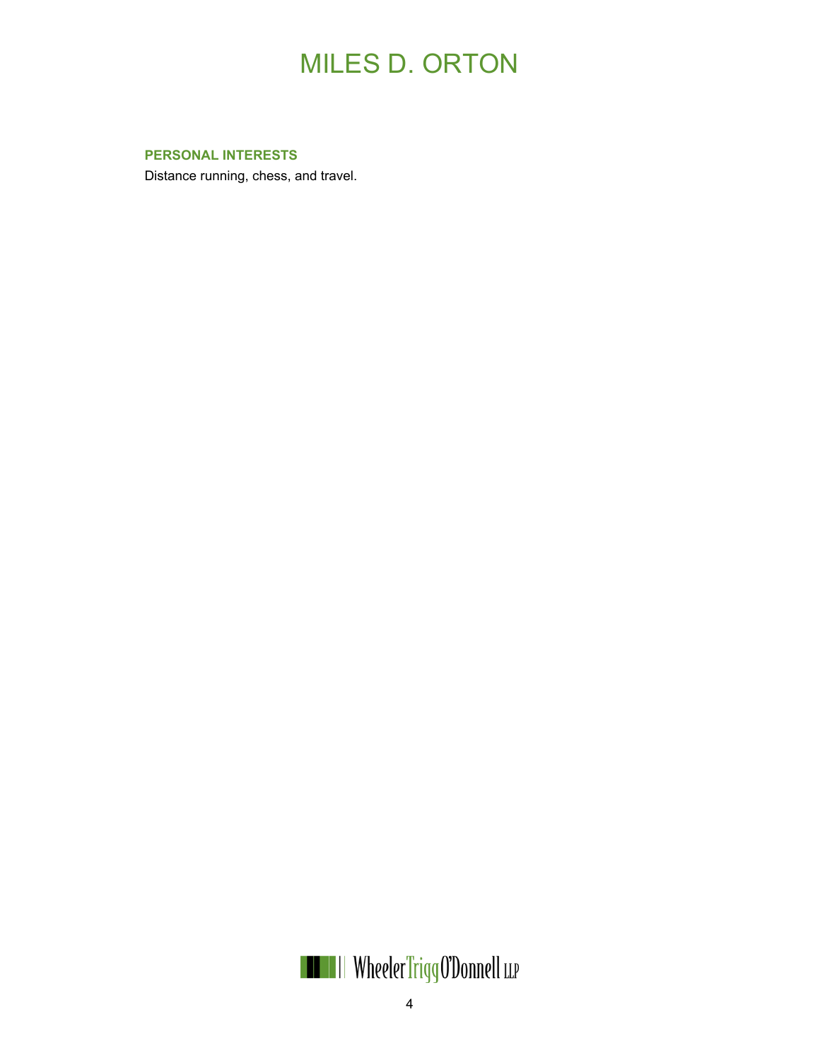# MILES D. ORTON

### PERSONAL INTERESTS

Distance running, chess, and travel.